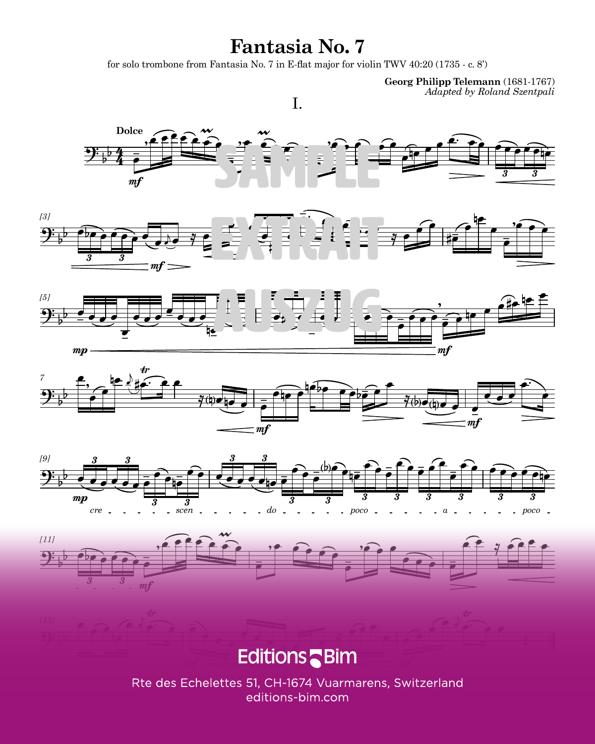# Fantasia No. 7

for solo trombone from Fantasia No. 7 in E-flat major for violin TWV 40:20 (1735 - c. 8')

**Georg Philipp Telemann** (1681-1767)
*Adapted by Roland Szentpali*

## I.

Editions Bim

Rte des Echelettes 51, CH-1674 Vuarmarens, Switzerland
editions-bim.com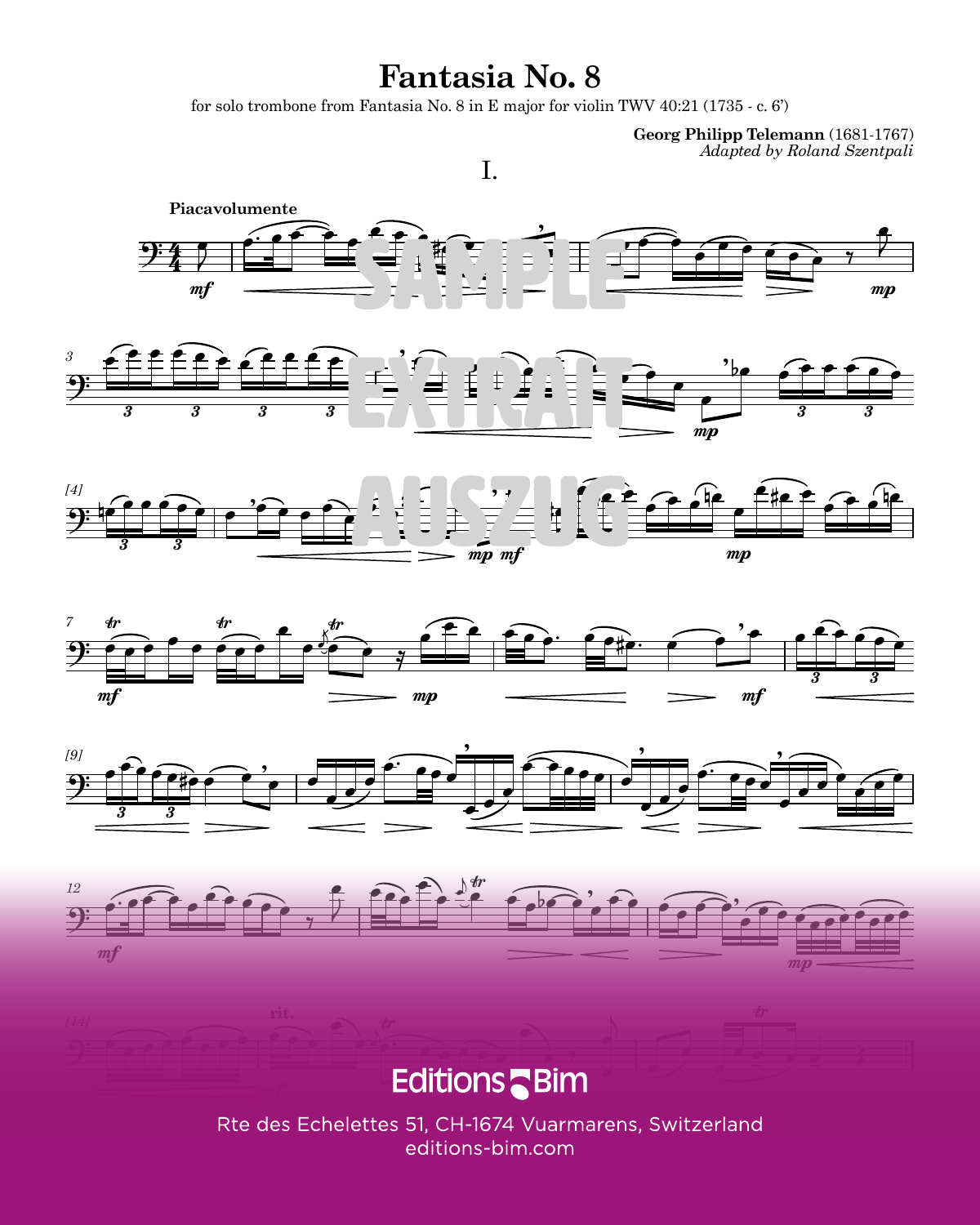# Fantasia No. 8

for solo trombone from Fantasia No. 8 in E major for violin TWV 40:21 (1735 - c. 6')

**Georg Philipp Telemann** (1681-1767)
*Adapted by Roland Szentpali*

## I.

**Piacavolumente**

SAMPLE
EXTRAIT
AUSZUG

Editions Bim

Rte des Echelettes 51, CH-1674 Vuarmarens, Switzerland
editions-bim.com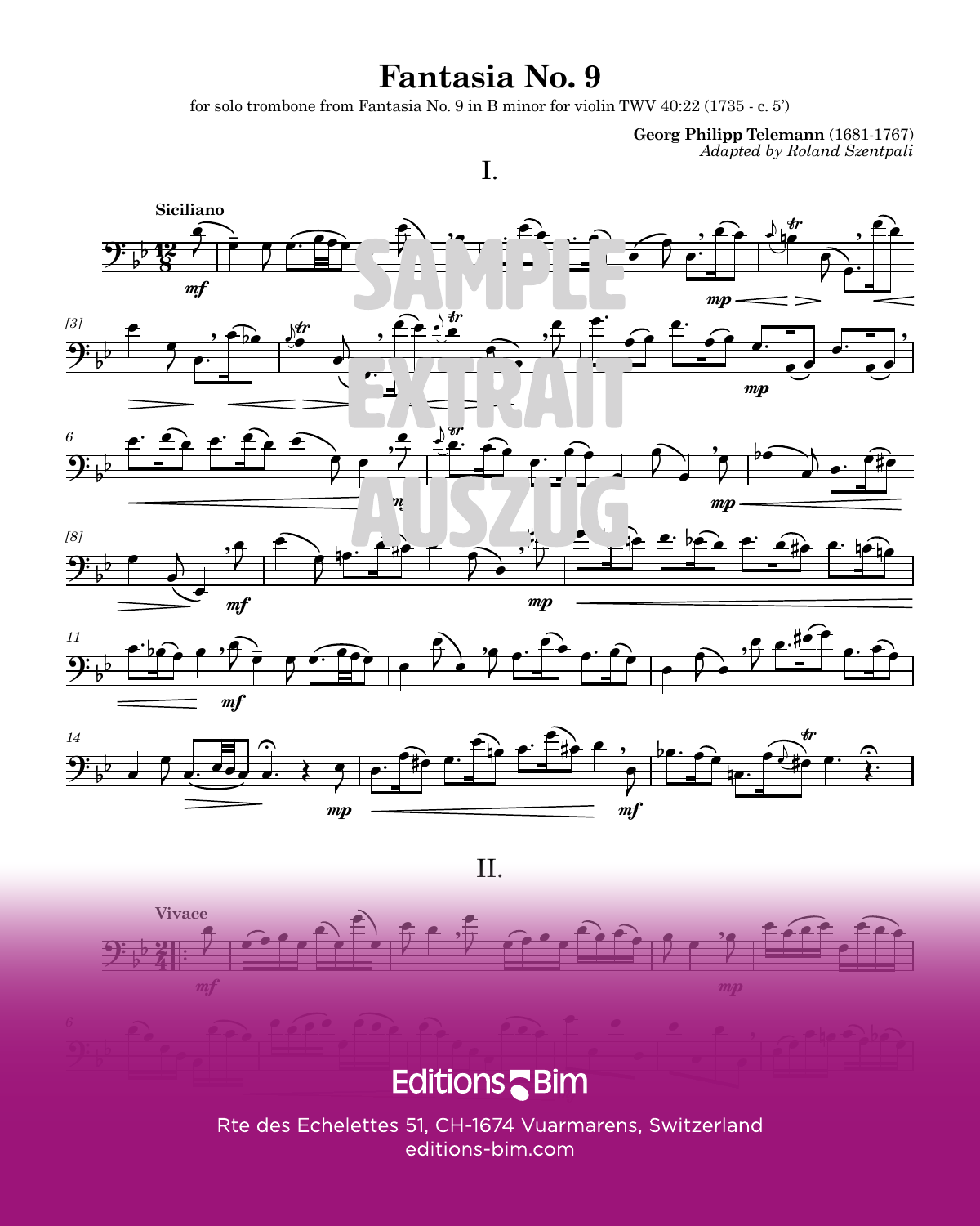# Fantasia No. 9

for solo trombone from Fantasia No. 9 in B minor for violin TWV 40:22 (1735 - c. 5')

**Georg Philipp Telemann** (1681-1767)
*Adapted by Roland Szentpali*

## I.

**Siciliano**

## II.

**Vivace**

**Editions Bim**

Rte des Echelettes 51, CH-1674 Vuarmarens, Switzerland
editions-bim.com